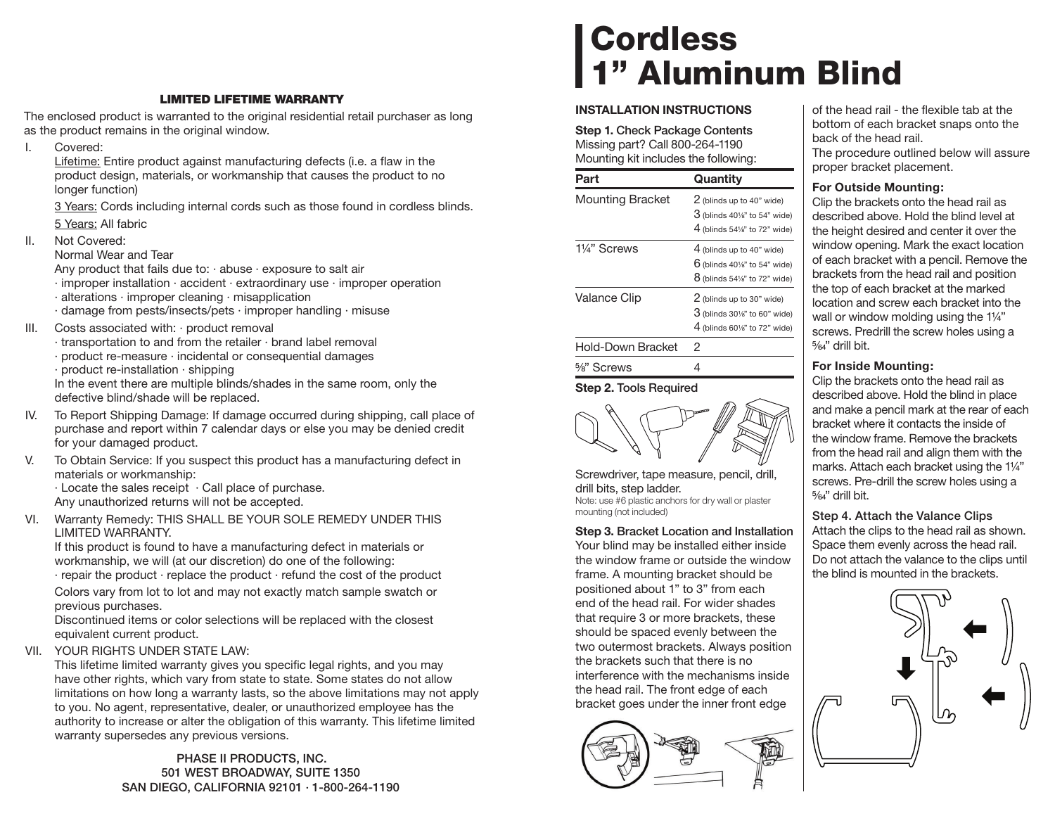## LIMITED LIFETIME WARRANTY

The enclosed product is warranted to the original residential retail purchaser as long as the product remains in the original window.

I. Covered:
   Lifetime: Entire product against manufacturing defects (i.e. a flaw in the product design, materials, or workmanship that causes the product to no longer function)

   3 Years: Cords including internal cords such as those found in cordless blinds.

   5 Years: All fabric

II. Not Covered:
   Normal Wear and Tear
   Any product that fails due to: · abuse · exposure to salt air
   · improper installation · accident · extraordinary use · improper operation
   · alterations · improper cleaning · misapplication
   · damage from pests/insects/pets · improper handling · misuse

III. Costs associated with: · product removal
   · transportation to and from the retailer · brand label removal
   · product re-measure · incidental or consequential damages
   · product re-installation · shipping
   In the event there are multiple blinds/shades in the same room, only the defective blind/shade will be replaced.

IV. To Report Shipping Damage: If damage occurred during shipping, call place of purchase and report within 7 calendar days or else you may be denied credit for your damaged product.

V. To Obtain Service: If you suspect this product has a manufacturing defect in materials or workmanship:
   · Locate the sales receipt · Call place of purchase.
   Any unauthorized returns will not be accepted.

VI. Warranty Remedy: THIS SHALL BE YOUR SOLE REMEDY UNDER THIS LIMITED WARRANTY.
   If this product is found to have a manufacturing defect in materials or workmanship, we will (at our discretion) do one of the following:
   · repair the product · replace the product · refund the cost of the product

   Colors vary from lot to lot and may not exactly match sample swatch or previous purchases.
   Discontinued items or color selections will be replaced with the closest equivalent current product.

VII. YOUR RIGHTS UNDER STATE LAW:
   This lifetime limited warranty gives you specific legal rights, and you may have other rights, which vary from state to state. Some states do not allow limitations on how long a warranty lasts, so the above limitations may not apply to you. No agent, representative, dealer, or unauthorized employee has the authority to increase or alter the obligation of this warranty. This lifetime limited warranty supersedes any previous versions.

PHASE II PRODUCTS, INC.
501 WEST BROADWAY, SUITE 1350
SAN DIEGO, CALIFORNIA 92101 · 1-800-264-1190

# Cordless 1" Aluminum Blind

## INSTALLATION INSTRUCTIONS

**Step 1.** Check Package Contents
Missing part? Call 800-264-1190
Mounting kit includes the following:

| Part | Quantity |
|---|---|
| Mounting Bracket | 2 (blinds up to 40" wide)<br>3 (blinds 40⅛" to 54" wide)<br>4 (blinds 54⅛" to 72" wide) |
| 1¼" Screws | 4 (blinds up to 40" wide)<br>6 (blinds 40⅛" to 54" wide)<br>8 (blinds 54⅛" to 72" wide) |
| Valance Clip | 2 (blinds up to 30" wide)<br>3 (blinds 30⅛" to 60" wide)<br>4 (blinds 60⅛" to 72" wide) |
| Hold-Down Bracket | 2 |
| ⅝" Screws | 4 |

**Step 2.** Tools Required

Screwdriver, tape measure, pencil, drill, drill bits, step ladder.
Note: use #6 plastic anchors for dry wall or plaster mounting (not included)

**Step 3.** Bracket Location and Installation
Your blind may be installed either inside the window frame or outside the window frame. A mounting bracket should be positioned about 1" to 3" from each end of the head rail. For wider shades that require 3 or more brackets, these should be spaced evenly between the two outermost brackets. Always position the brackets such that there is no interference with the mechanisms inside the head rail. The front edge of each bracket goes under the inner front edge of the head rail - the flexible tab at the bottom of each bracket snaps onto the back of the head rail.
The procedure outlined below will assure proper bracket placement.

**For Outside Mounting:**
Clip the brackets onto the head rail as described above. Hold the blind level at the height desired and center it over the window opening. Mark the exact location of each bracket with a pencil. Remove the brackets from the head rail and position the top of each bracket at the marked location and screw each bracket into the wall or window molding using the 1¼" screws. Predrill the screw holes using a ⁵⁄₆₄" drill bit.

**For Inside Mounting:**
Clip the brackets onto the head rail as described above. Hold the blind in place and make a pencil mark at the rear of each bracket where it contacts the inside of the window frame. Remove the brackets from the head rail and align them with the marks. Attach each bracket using the 1¼" screws. Pre-drill the screw holes using a ⁵⁄₆₄" drill bit.

**Step 4.** Attach the Valance Clips
Attach the clips to the head rail as shown. Space them evenly across the head rail. Do not attach the valance to the clips until the blind is mounted in the brackets.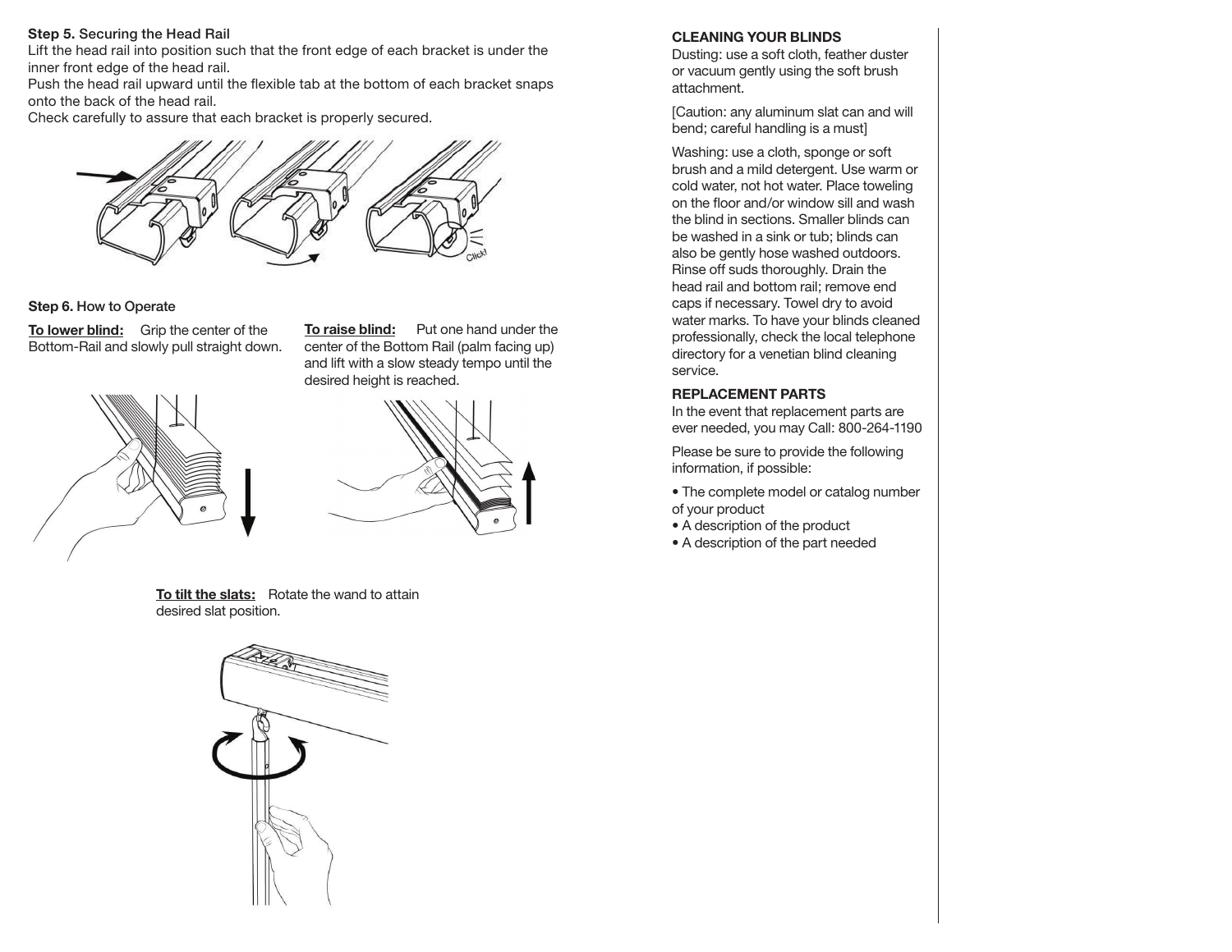**Step 5.** Securing the Head Rail

Lift the head rail into position such that the front edge of each bracket is under the inner front edge of the head rail.

Push the head rail upward until the flexible tab at the bottom of each bracket snaps onto the back of the head rail.

Check carefully to assure that each bracket is properly secured.

Click!

**Step 6.** How to Operate

**To lower blind:** Grip the center of the Bottom-Rail and slowly pull straight down.

**To raise blind:** Put one hand under the center of the Bottom Rail (palm facing up) and lift with a slow steady tempo until the desired height is reached.

**To tilt the slats:** Rotate the wand to attain desired slat position.

**CLEANING YOUR BLINDS**

Dusting: use a soft cloth, feather duster or vacuum gently using the soft brush attachment.

[Caution: any aluminum slat can and will bend; careful handling is a must]

Washing: use a cloth, sponge or soft brush and a mild detergent. Use warm or cold water, not hot water. Place toweling on the floor and/or window sill and wash the blind in sections. Smaller blinds can be washed in a sink or tub; blinds can also be gently hose washed outdoors. Rinse off suds thoroughly. Drain the head rail and bottom rail; remove end caps if necessary. Towel dry to avoid water marks. To have your blinds cleaned professionally, check the local telephone directory for a venetian blind cleaning service.

**REPLACEMENT PARTS**

In the event that replacement parts are ever needed, you may Call: 800-264-1190

Please be sure to provide the following information, if possible:

- The complete model or catalog number of your product
- A description of the product
- A description of the part needed